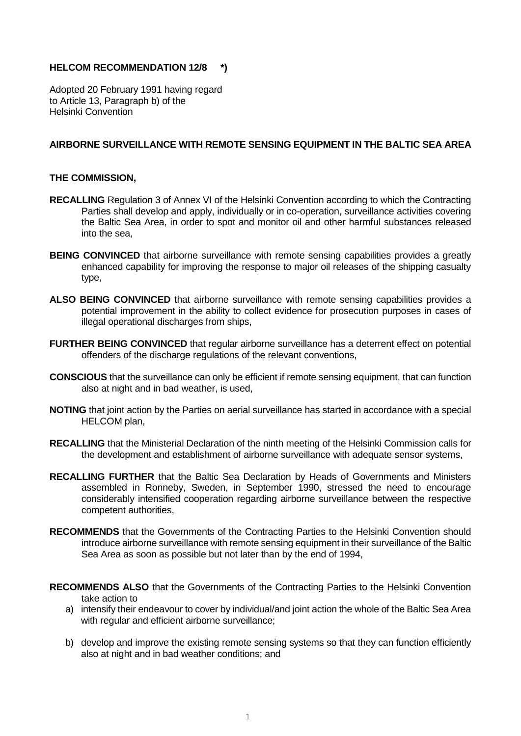**HELCOM RECOMMENDATION 12/8 \*)**

Adopted 20 February 1991 having regard to Article 13, Paragraph b) of the Helsinki Convention

**AIRBORNE SURVEILLANCE WITH REMOTE SENSING EQUIPMENT IN THE BALTIC SEA AREA**

**THE COMMISSION,**

**RECALLING** Regulation 3 of Annex VI of the Helsinki Convention according to which the Contracting Parties shall develop and apply, individually or in co-operation, surveillance activities covering the Baltic Sea Area, in order to spot and monitor oil and other harmful substances released into the sea,

**BEING CONVINCED** that airborne surveillance with remote sensing capabilities provides a greatly enhanced capability for improving the response to major oil releases of the shipping casualty type,

**ALSO BEING CONVINCED** that airborne surveillance with remote sensing capabilities provides a potential improvement in the ability to collect evidence for prosecution purposes in cases of illegal operational discharges from ships,

**FURTHER BEING CONVINCED** that regular airborne surveillance has a deterrent effect on potential offenders of the discharge regulations of the relevant conventions,

**CONSCIOUS** that the surveillance can only be efficient if remote sensing equipment, that can function also at night and in bad weather, is used,

**NOTING** that joint action by the Parties on aerial surveillance has started in accordance with a special HELCOM plan,

**RECALLING** that the Ministerial Declaration of the ninth meeting of the Helsinki Commission calls for the development and establishment of airborne surveillance with adequate sensor systems,

**RECALLING FURTHER** that the Baltic Sea Declaration by Heads of Governments and Ministers assembled in Ronneby, Sweden, in September 1990, stressed the need to encourage considerably intensified cooperation regarding airborne surveillance between the respective competent authorities,

**RECOMMENDS** that the Governments of the Contracting Parties to the Helsinki Convention should introduce airborne surveillance with remote sensing equipment in their surveillance of the Baltic Sea Area as soon as possible but not later than by the end of 1994,

**RECOMMENDS ALSO** that the Governments of the Contracting Parties to the Helsinki Convention take action to

a) intensify their endeavour to cover by individual/and joint action the whole of the Baltic Sea Area with regular and efficient airborne surveillance;

b) develop and improve the existing remote sensing systems so that they can function efficiently also at night and in bad weather conditions; and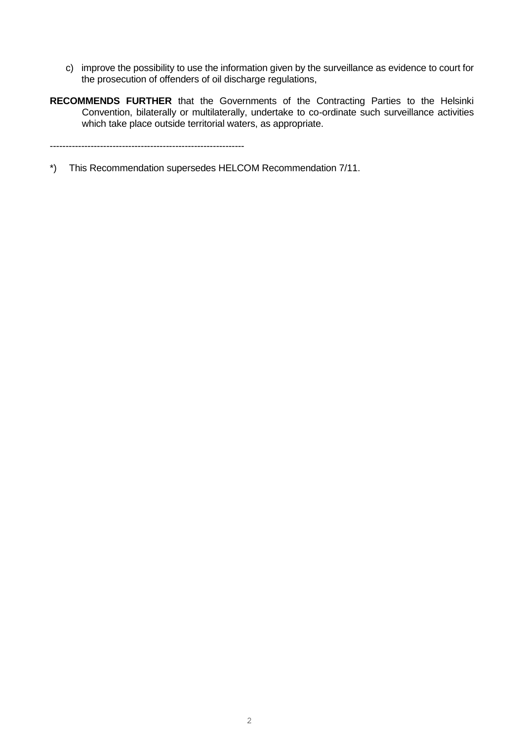c) improve the possibility to use the information given by the surveillance as evidence to court for the prosecution of offenders of oil discharge regulations,

**RECOMMENDS FURTHER** that the Governments of the Contracting Parties to the Helsinki Convention, bilaterally or multilaterally, undertake to co-ordinate such surveillance activities which take place outside territorial waters, as appropriate.

---

*) This Recommendation supersedes HELCOM Recommendation 7/11.